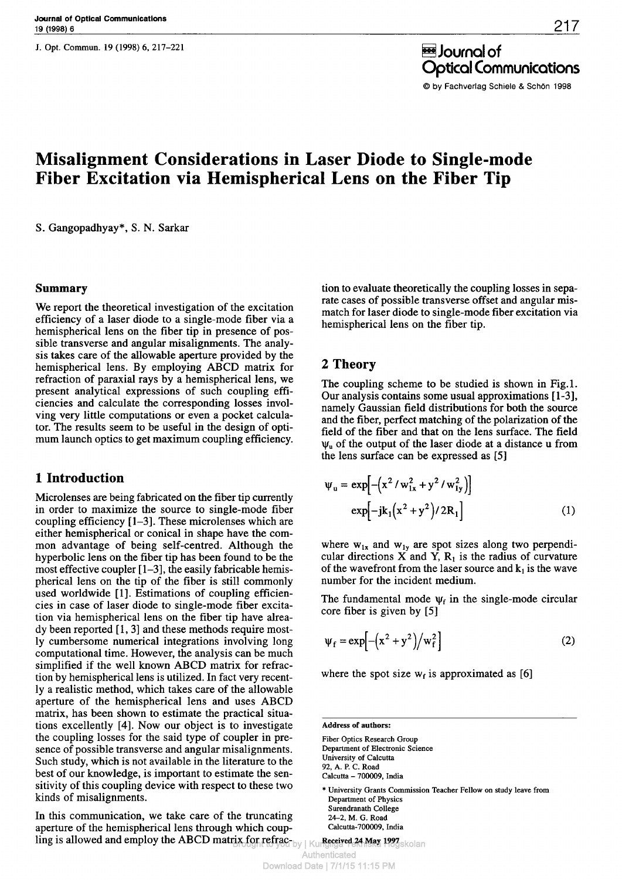# Misalignment Considerations in Laser Diode to Single-mode Fiber Excitation via Hemispherical Lens on the Fiber Tip

S. Gangopadhyay*, S. N. Sarkar

## Summary

We report the theoretical investigation of the excitation efficiency of a laser diode to a single-mode fiber via a hemispherical lens on the fiber tip in presence of possible transverse and angular misalignments. The analysis takes care of the allowable aperture provided by the hemispherical lens. By employing ABCD matrix for refraction of paraxial rays by a hemispherical lens, we present analytical expressions of such coupling efficiencies and calculate the corresponding losses involving very little computations or even a pocket calculator. The results seem to be useful in the design of optimum launch optics to get maximum coupling efficiency.

## 1 Introduction

Microlenses are being fabricated on the fiber tip currently in order to maximize the source to single-mode fiber coupling efficiency [1-3]. These microlenses which are either hemispherical or conical in shape have the common advantage of being self-centred. Although the hyperbolic lens on the fiber tip has been found to be the most effective coupler [1-3], the easily fabricable hemispherical lens on the tip of the fiber is still commonly used worldwide [1]. Estimations of coupling efficiencies in case of laser diode to single-mode fiber excitation via hemispherical lens on the fiber tip have already been reported [1, 3] and these methods require mostly cumbersome numerical integrations involving long computational time. However, the analysis can be much simplified if the well known ABCD matrix for refraction by hemispherical lens is utilized. In fact very recently a realistic method, which takes care of the allowable aperture of the hemispherical lens and uses ABCD matrix, has been shown to estimate the practical situations excellently [4]. Now our object is to investigate the coupling losses for the said type of coupler in presence of possible transverse and angular misalignments. Such study, which is not available in the literature to the best of our knowledge, is important to estimate the sensitivity of this coupling device with respect to these two kinds of misalignments.

In this communication, we take care of the truncating aperture of the hemispherical lens through which coupling is allowed and employ the ABCD matrix for refraction to evaluate theoretically the coupling losses in separate cases of possible transverse offset and angular mismatch for laser diode to single-mode fiber excitation via hemispherical lens on the fiber tip.

## 2 Theory

The coupling scheme to be studied is shown in Fig.1. Our analysis contains some usual approximations [1-3], namely Gaussian field distributions for both the source and the fiber, perfect matching of the polarization of the field of the fiber and that on the lens surface. The field $\psi_u$ of the output of the laser diode at a distance u from the lens surface can be expressed as [5]

$$\psi_u = \exp\left[-\left(x^2/w_{1x}^2 + y^2/w_{1y}^2\right)\right] \exp\left[-jk_1\left(x^2+y^2\right)/2R_1\right] \tag{1}$$

where $w_{1x}$ and $w_{1y}$ are spot sizes along two perpendicular directions X and Y, $R_1$ is the radius of curvature of the wavefront from the laser source and $k_1$ is the wave number for the incident medium.

The fundamental mode $\psi_f$ in the single-mode circular core fiber is given by [5]

$$\psi_f = \exp\left[-\left(x^2+y^2\right)/w_f^2\right] \tag{2}$$

where the spot size $w_f$ is approximated as [6]

**Address of authors:**

Fiber Optics Research Group
Department of Electronic Science
University of Calcutta
92, A. P. C. Road
Calcutta – 700009, India

* University Grants Commission Teacher Fellow on study leave from
Department of Physics
Surendranath College
24–2, M. G. Road
Calcutta-700009, India

Received 24 May 1997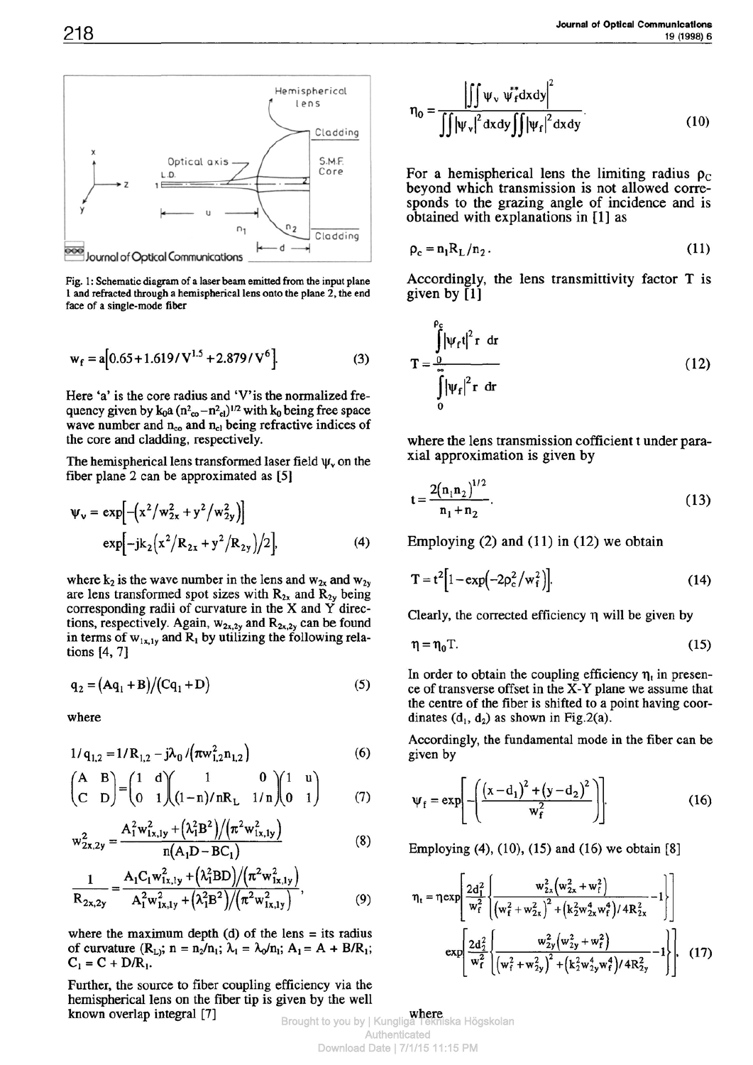Fig. 1: Schematic diagram of a laser beam emitted from the input plane 1 and refracted through a hemispherical lens onto the plane 2, the end face of a single-mode fiber

$$w_f = a\left[0.65 + 1.619/V^{1.5} + 2.879/V^6\right]. \tag{3}$$

Here 'a' is the core radius and 'V' is the normalized frequency given by $k_0 a\,(n^2_{co} - n^2_{cl})^{1/2}$ with $k_0$ being free space wave number and $n_{co}$ and $n_{cl}$ being refractive indices of the core and cladding, respectively.

The hemispherical lens transformed laser field $\psi_v$ on the fiber plane 2 can be approximated as [5]

$$\psi_v = \exp\left[-\left(x^2/w_{2x}^2 + y^2/w_{2y}^2\right)\right] \exp\left[-jk_2\left(x^2/R_{2x} + y^2/R_{2y}\right)/2\right], \tag{4}$$

where $k_2$ is the wave number in the lens and $w_{2x}$ and $w_{2y}$ are lens transformed spot sizes with $R_{2x}$ and $R_{2y}$ being corresponding radii of curvature in the X and Y directions, respectively. Again, $w_{2x,2y}$ and $R_{2x,2y}$ can be found in terms of $w_{1x,1y}$ and $R_1$ by utilizing the following relations [4, 7]

$$q_2 = \left(Aq_1 + B\right)/\left(Cq_1 + D\right) \tag{5}$$

where

$$1/q_{1,2} = 1/R_{1,2} - j\lambda_0/\left(\pi w_{1,2}^2 n_{1,2}\right) \tag{6}$$

$$\begin{pmatrix} A & B \\ C & D \end{pmatrix} = \begin{pmatrix} 1 & d \\ 0 & 1 \end{pmatrix} \begin{pmatrix} 1 & 0 \\ (1-n)/nR_L & 1/n \end{pmatrix} \begin{pmatrix} 1 & u \\ 0 & 1 \end{pmatrix} \tag{7}$$

$$w_{2x,2y}^2 = \frac{A_1^2 w_{1x,1y}^2 + \left(\lambda_1^2 B^2\right)/\left(\pi^2 w_{1x,1y}^2\right)}{n\left(A_1 D - BC_1\right)} \tag{8}$$

$$\frac{1}{R_{2x,2y}} = \frac{A_1 C_1 w_{1x,1y}^2 + \left(\lambda_1^2 BD\right)/\left(\pi^2 w_{1x,1y}^2\right)}{A_1^2 w_{1x,1y}^2 + \left(\lambda_1^2 B^2\right)/\left(\pi^2 w_{1x,1y}^2\right)}, \tag{9}$$

where the maximum depth (d) of the lens = its radius of curvature ($R_L$); $n = n_2/n_1$; $\lambda_1 = \lambda_0/n_1$; $A_1 = A + B/R_1$; $C_1 = C + D/R_1$.

Further, the source to fiber coupling efficiency via the hemispherical lens on the fiber tip is given by the well known overlap integral [7]

$$\eta_0 = \frac{\left|\iint \psi_v\, \psi_f^{**} dx dy\right|^2}{\iint \left|\psi_v\right|^2 dx dy \iint \left|\psi_f\right|^2 dx dy}. \tag{10}$$

For a hemispherical lens the limiting radius $\rho_C$ beyond which transmission is not allowed corresponds to the grazing angle of incidence and is obtained with explanations in [1] as

$$\rho_c = n_1 R_L / n_2. \tag{11}$$

Accordingly, the lens transmittivity factor T is given by [1]

$$T = \frac{\int_0^{\rho_c} \left|\psi_f t\right|^2 r\, dr}{\int_0^{\infty} \left|\psi_f\right|^2 r\, dr} \tag{12}$$

where the lens transmission coefficient t under paraxial approximation is given by

$$t = \frac{2\left(n_1 n_2\right)^{1/2}}{n_1 + n_2}. \tag{13}$$

Employing (2) and (11) in (12) we obtain

$$T = t^2\left[1 - \exp\left(-2\rho_c^2/w_f^2\right)\right]. \tag{14}$$

Clearly, the corrected efficiency $\eta$ will be given by

$$\eta = \eta_0 T. \tag{15}$$

In order to obtain the coupling efficiency $\eta_t$ in presence of transverse offset in the X-Y plane we assume that the centre of the fiber is shifted to a point having coordinates ($d_1$, $d_2$) as shown in Fig.2(a).

Accordingly, the fundamental mode in the fiber can be given by

$$\psi_f = \exp\left[-\left(\frac{\left(x - d_1\right)^2 + \left(y - d_2\right)^2}{w_f^2}\right)\right]. \tag{16}$$

Employing (4), (10), (15) and (16) we obtain [8]

$$\eta_t = \eta \exp\left[\frac{2d_1^2}{w_f^2}\left\{\frac{w_{2x}^2\left(w_{2x}^2 + w_f^2\right)}{\left(w_f^2 + w_{2x}^2\right)^2 + \left(k_2^2 w_{2x}^4 w_f^4\right)/4R_{2x}^2} - 1\right\}\right] \exp\left[\frac{2d_2^2}{w_f^2}\left\{\frac{w_{2y}^2\left(w_{2y}^2 + w_f^2\right)}{\left(w_f^2 + w_{2y}^2\right)^2 + \left(k_2^2 w_{2y}^4 w_f^4\right)/4R_{2y}^2} - 1\right\}\right], \tag{17}$$

where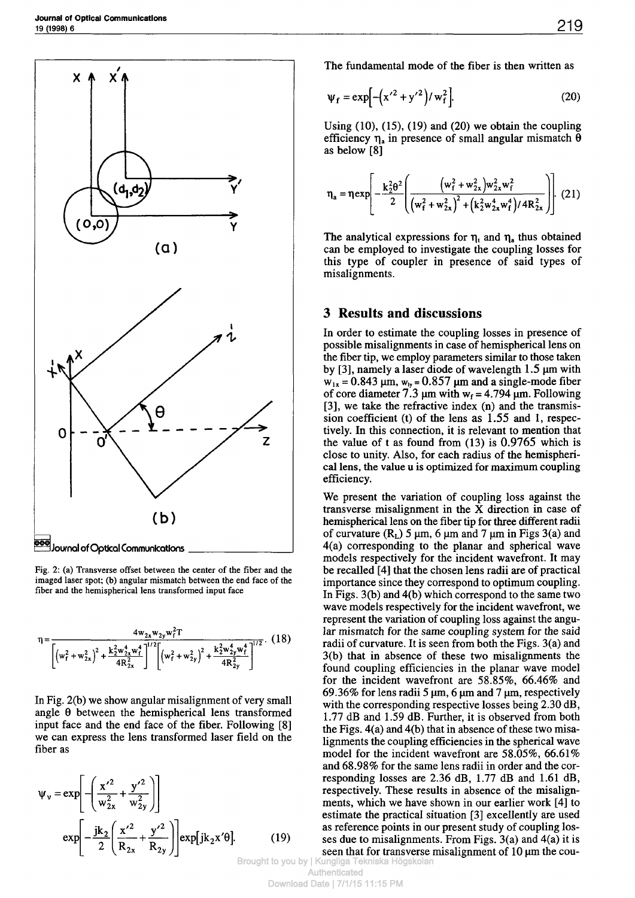Fig. 2: (a) Transverse offset between the center of the fiber and the imaged laser spot; (b) angular mismatch between the end face of the fiber and the hemispherical lens transformed input face

$$\eta = \frac{4 w_{2x} w_{2y} w_f^2 T}{\left[\left(w_f^2 + w_{2x}^2\right)^2 + \frac{k_2^2 w_{2x}^4 w_f^4}{4R_{2x}^2}\right]^{1/2} \left[\left(w_f^2 + w_{2y}^2\right)^2 + \frac{k_2^2 w_{2y}^4 w_f^4}{4R_{2y}^2}\right]^{1/2}}. \quad (18)$$

In Fig. 2(b) we show angular misalignment of very small angle $\theta$ between the hemispherical lens transformed input face and the end face of the fiber. Following [8] we can express the lens transformed laser field on the fiber as

$$\psi_v = \exp\left[-\left(\frac{x'^2}{w_{2x}^2} + \frac{y'^2}{w_{2y}^2}\right)\right] \exp\left[-\frac{jk_2}{2}\left(\frac{x'^2}{R_{2x}} + \frac{y'^2}{R_{2y}}\right)\right] \exp\left[jk_2 x'\theta\right]. \quad (19)$$

The fundamental mode of the fiber is then written as

$$\psi_f = \exp\left[-\left(x'^2 + y'^2\right)/w_f^2\right]. \quad (20)$$

Using (10), (15), (19) and (20) we obtain the coupling efficiency $\eta_a$ in presence of small angular mismatch $\theta$ as below [8]

$$\eta_a = \eta \exp\left[-\frac{k_2^2\theta^2}{2}\left(\frac{\left(w_f^2 + w_{2x}^2\right) w_{2x}^2 w_f^2}{\left(w_f^2 + w_{2x}^2\right)^2 + \left(k_2^2 w_{2x}^4 w_f^4\right)/4R_{2x}^2}\right)\right]. \quad (21)$$

The analytical expressions for $\eta_t$ and $\eta_a$ thus obtained can be employed to investigate the coupling losses for this type of coupler in presence of said types of misalignments.

## 3 Results and discussions

In order to estimate the coupling losses in presence of possible misalignments in case of hemispherical lens on the fiber tip, we employ parameters similar to those taken by [3], namely a laser diode of wavelength 1.5 µm with $w_{1x} = 0.843$ µm, $w_{1y} = 0.857$ µm and a single-mode fiber of core diameter 7.3 µm with $w_f = 4.794$ µm. Following [3], we take the refractive index (n) and the transmission coefficient (t) of the lens as 1.55 and 1, respectively. In this connection, it is relevant to mention that the value of t as found from (13) is 0.9765 which is close to unity. Also, for each radius of the hemispherical lens, the value u is optimized for maximum coupling efficiency.

We present the variation of coupling loss against the transverse misalignment in the X direction in case of hemispherical lens on the fiber tip for three different radii of curvature ($R_L$) 5 µm, 6 µm and 7 µm in Figs 3(a) and 4(a) corresponding to the planar and spherical wave models respectively for the incident wavefront. It may be recalled [4] that the chosen lens radii are of practical importance since they correspond to optimum coupling. In Figs. 3(b) and 4(b) which correspond to the same two wave models respectively for the incident wavefront, we represent the variation of coupling loss against the angular mismatch for the same coupling system for the said radii of curvature. It is seen from both the Figs. 3(a) and 3(b) that in absence of these two misalignments the found coupling efficiencies in the planar wave model for the incident wavefront are 58.85%, 66.46% and 69.36% for lens radii 5 µm, 6 µm and 7 µm, respectively with the corresponding respective losses being 2.30 dB, 1.77 dB and 1.59 dB. Further, it is observed from both the Figs. 4(a) and 4(b) that in absence of these two misalignments the coupling efficiencies in the spherical wave model for the incident wavefront are 58.05%, 66.61% and 68.98% for the same lens radii in order and the corresponding losses are 2.36 dB, 1.77 dB and 1.61 dB, respectively. These results in absence of the misalignments, which we have shown in our earlier work [4] to estimate the practical situation [3] excellently are used as reference points in our present study of coupling losses due to misalignments. From Figs. 3(a) and 4(a) it is seen that for transverse misalignment of 10 µm the cou-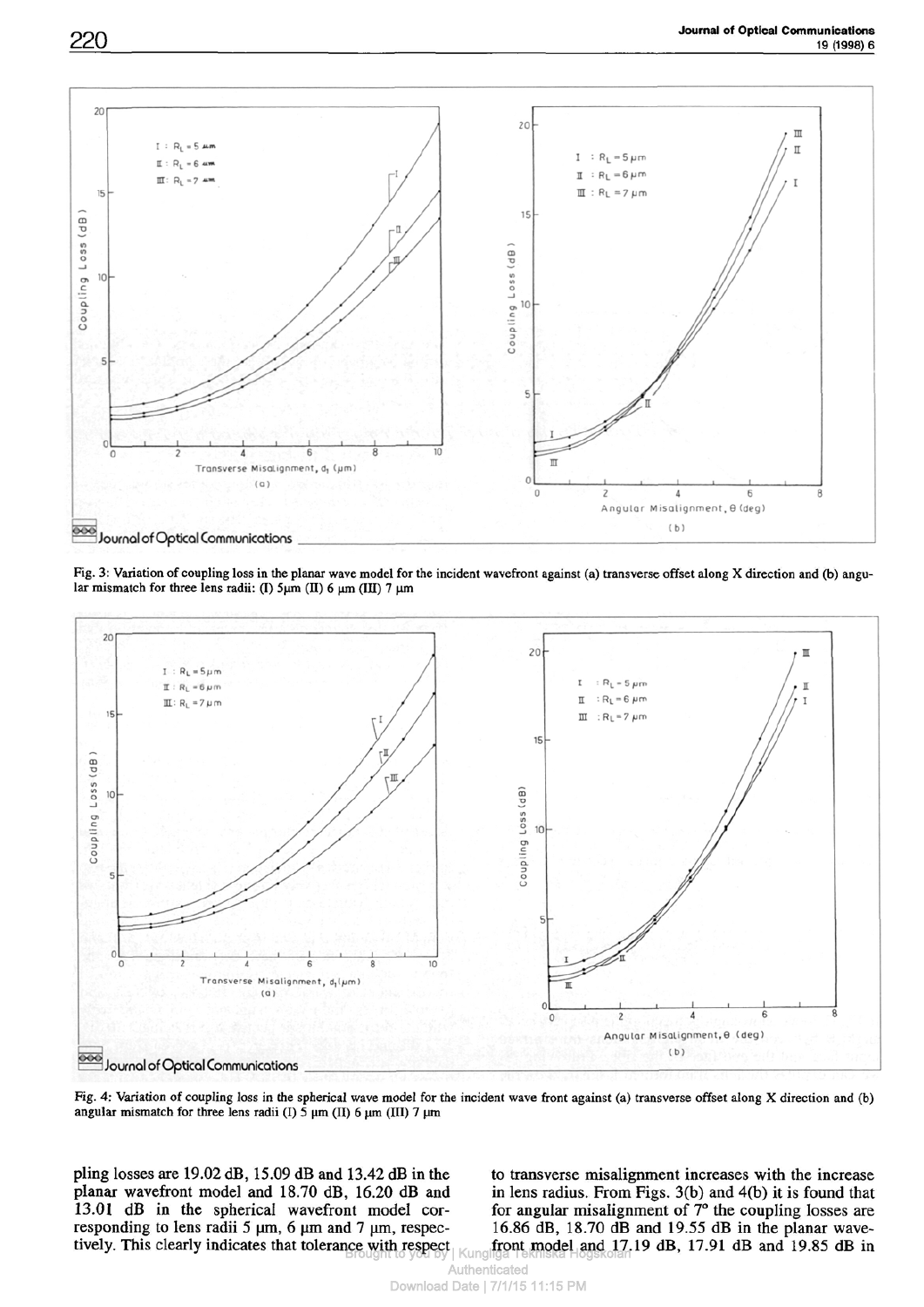Fig. 3: Variation of coupling loss in the planar wave model for the incident wavefront against (a) transverse offset along X direction and (b) angular mismatch for three lens radii: (I) 5μm (II) 6 μm (III) 7 μm

Fig. 4: Variation of coupling loss in the spherical wave model for the incident wave front against (a) transverse offset along X direction and (b) angular mismatch for three lens radii (I) 5 μm (II) 6 μm (III) 7 μm

pling losses are 19.02 dB, 15.09 dB and 13.42 dB in the planar wavefront model and 18.70 dB, 16.20 dB and 13.01 dB in the spherical wavefront model corresponding to lens radii 5 μm, 6 μm and 7 μm, respectively. This clearly indicates that tolerance with respect to transverse misalignment increases with the increase in lens radius. From Figs. 3(b) and 4(b) it is found that for angular misalignment of 7° the coupling losses are 16.86 dB, 18.70 dB and 19.55 dB in the planar wavefront model and 17.19 dB, 17.91 dB and 19.85 dB in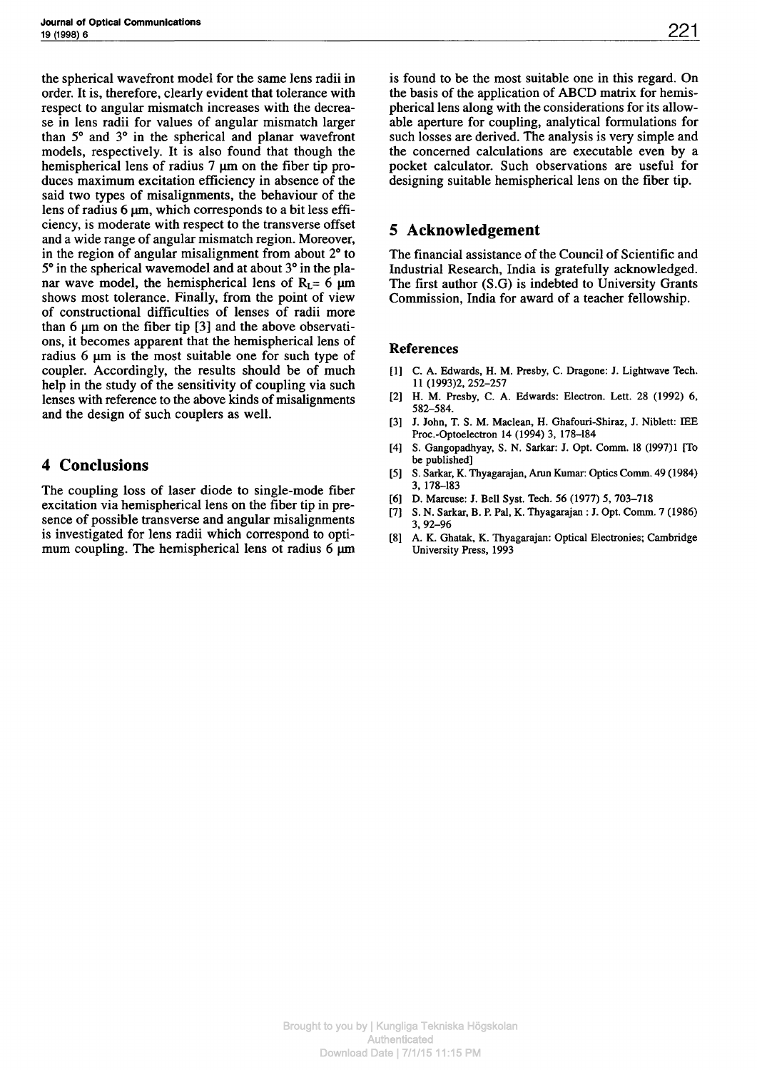the spherical wavefront model for the same lens radii in order. It is, therefore, clearly evident that tolerance with respect to angular mismatch increases with the decrease in lens radii for values of angular mismatch larger than 5° and 3° in the spherical and planar wavefront models, respectively. It is also found that though the hemispherical lens of radius 7 μm on the fiber tip produces maximum excitation efficiency in absence of the said two types of misalignments, the behaviour of the lens of radius 6 μm, which corresponds to a bit less efficiency, is moderate with respect to the transverse offset and a wide range of angular mismatch region. Moreover, in the region of angular misalignment from about 2° to 5° in the spherical wavemodel and at about 3° in the planar wave model, the hemispherical lens of $R_L$= 6 μm shows most tolerance. Finally, from the point of view of constructional difficulties of lenses of radii more than 6 μm on the fiber tip [3] and the above observations, it becomes apparent that the hemispherical lens of radius 6 μm is the most suitable one for such type of coupler. Accordingly, the results should be of much help in the study of the sensitivity of coupling via such lenses with reference to the above kinds of misalignments and the design of such couplers as well.

## 4 Conclusions

The coupling loss of laser diode to single-mode fiber excitation via hemispherical lens on the fiber tip in presence of possible transverse and angular misalignments is investigated for lens radii which correspond to optimum coupling. The hemispherical lens ot radius 6 μm is found to be the most suitable one in this regard. On the basis of the application of ABCD matrix for hemispherical lens along with the considerations for its allowable aperture for coupling, analytical formulations for such losses are derived. The analysis is very simple and the concerned calculations are executable even by a pocket calculator. Such observations are useful for designing suitable hemispherical lens on the fiber tip.

## 5 Acknowledgement

The financial assistance of the Council of Scientific and Industrial Research, India is gratefully acknowledged. The first author (S.G) is indebted to University Grants Commission, India for award of a teacher fellowship.

### References

[1] C. A. Edwards, H. M. Presby, C. Dragone: J. Lightwave Tech. 11 (1993)2, 252–257

[2] H. M. Presby, C. A. Edwards: Electron. Lett. 28 (1992) 6, 582–584.

[3] J. John, T. S. M. Maclean, H. Ghafouri-Shiraz, J. Niblett: IEE Proc.-Optoelectron 14 (1994) 3, 178–184

[4] S. Gangopadhyay, S. N. Sarkar: J. Opt. Comm. 18 (1997)1 [To be published]

[5] S. Sarkar, K. Thyagarajan, Arun Kumar: Optics Comm. 49 (1984) 3, 178–183

[6] D. Marcuse: J. Bell Syst. Tech. 56 (1977) 5, 703–718

[7] S. N. Sarkar, B. P. Pal, K. Thyagarajan : J. Opt. Comm. 7 (1986) 3, 92–96

[8] A. K. Ghatak, K. Thyagarajan: Optical Electronies; Cambridge University Press, 1993